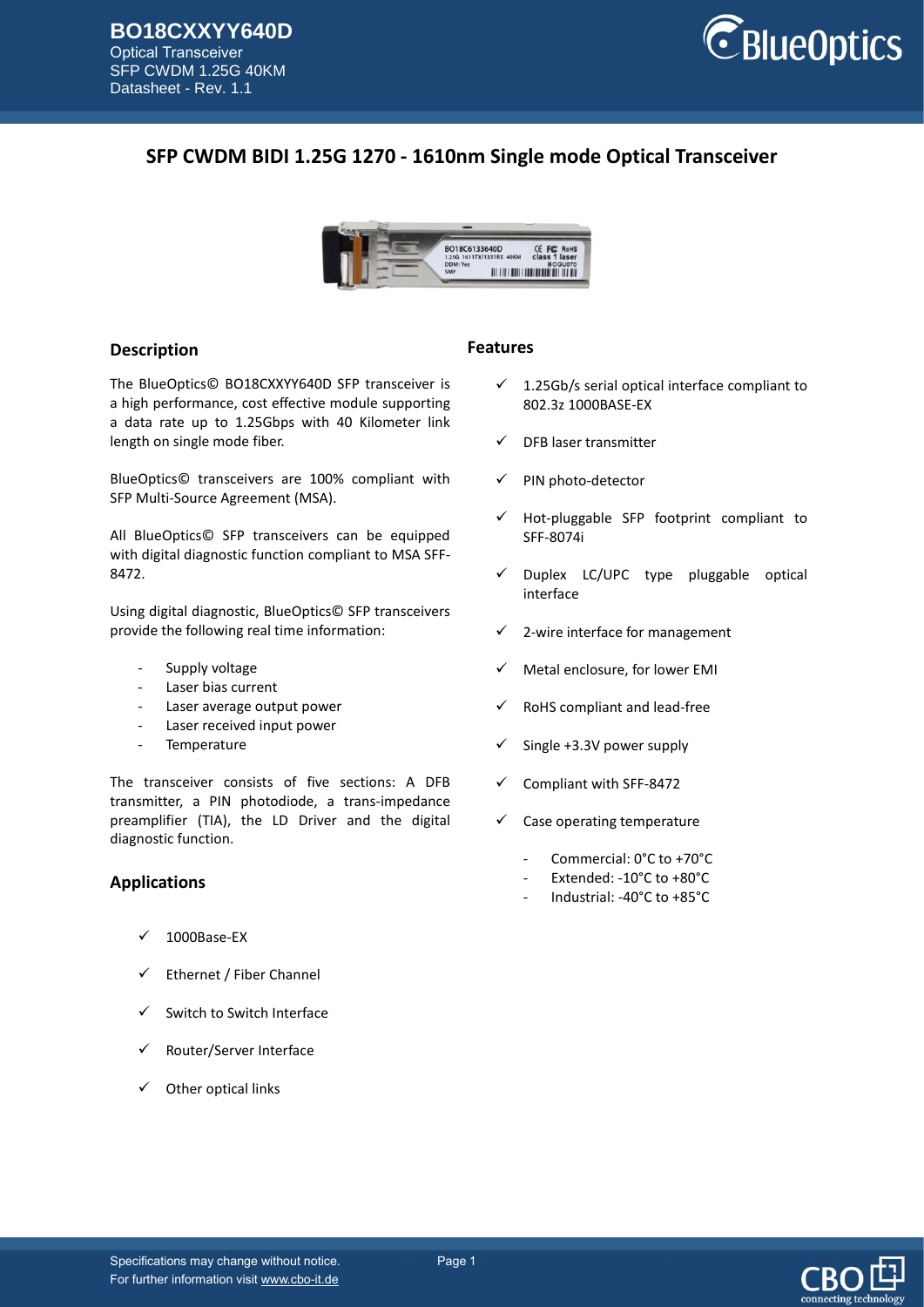# SFP CWDM BIDI 1.25G 1270 - 1610nm Single mode Optical Transceiver

## Description

The BlueOptics© BO18CXXYY640D SFP transceiver is a high performance, cost effective module supporting a data rate up to 1.25Gbps with 40 Kilometer link length on single mode fiber.

BlueOptics© transceivers are 100% compliant with SFP Multi-Source Agreement (MSA).

All BlueOptics© SFP transceivers can be equipped with digital diagnostic function compliant to MSA SFF-8472.

Using digital diagnostic, BlueOptics© SFP transceivers provide the following real time information:

- Supply voltage
- Laser bias current
- Laser average output power
- Laser received input power
- Temperature

The transceiver consists of five sections: A DFB transmitter, a PIN photodiode, a trans-impedance preamplifier (TIA), the LD Driver and the digital diagnostic function.

## Applications

- ✓ 1000Base-EX
- ✓ Ethernet / Fiber Channel
- ✓ Switch to Switch Interface
- ✓ Router/Server Interface
- ✓ Other optical links

## Features

- ✓ 1.25Gb/s serial optical interface compliant to 802.3z 1000BASE-EX
- ✓ DFB laser transmitter
- ✓ PIN photo-detector
- ✓ Hot-pluggable SFP footprint compliant to SFF-8074i
- ✓ Duplex LC/UPC type pluggable optical interface
- ✓ 2-wire interface for management
- ✓ Metal enclosure, for lower EMI
- ✓ RoHS compliant and lead-free
- ✓ Single +3.3V power supply
- ✓ Compliant with SFF-8472
- ✓ Case operating temperature
  - Commercial: 0°C to +70°C
  - Extended: -10°C to +80°C
  - Industrial: -40°C to +85°C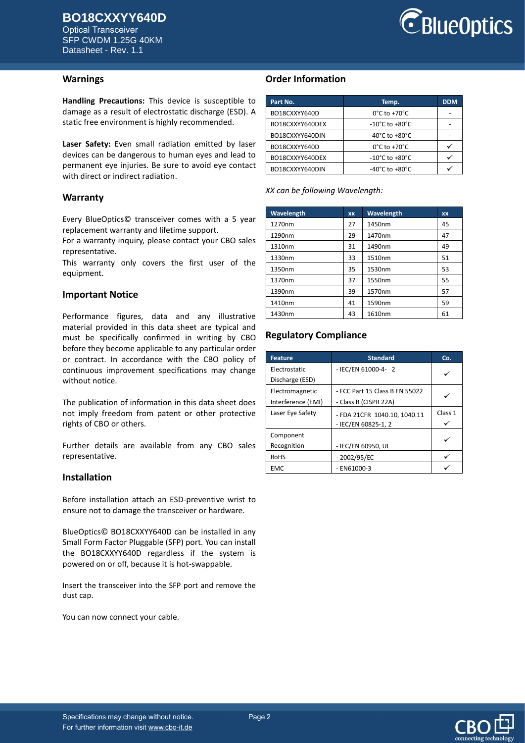## Warnings

**Handling Precautions:** This device is susceptible to damage as a result of electrostatic discharge (ESD). A static free environment is highly recommended.

**Laser Safety:** Even small radiation emitted by laser devices can be dangerous to human eyes and lead to permanent eye injuries. Be sure to avoid eye contact with direct or indirect radiation.

## Warranty

Every BlueOptics© transceiver comes with a 5 year replacement warranty and lifetime support.
For a warranty inquiry, please contact your CBO sales representative.
This warranty only covers the first user of the equipment.

## Important Notice

Performance figures, data and any illustrative material provided in this data sheet are typical and must be specifically confirmed in writing by CBO before they become applicable to any particular order or contract. In accordance with the CBO policy of continuous improvement specifications may change without notice.

The publication of information in this data sheet does not imply freedom from patent or other protective rights of CBO or others.

Further details are available from any CBO sales representative.

## Installation

Before installation attach an ESD-preventive wrist to ensure not to damage the transceiver or hardware.

BlueOptics© BO18CXXYY640D can be installed in any Small Form Factor Pluggable (SFP) port. You can install the BO18CXXYY640D regardless if the system is powered on or off, because it is hot-swappable.

Insert the transceiver into the SFP port and remove the dust cap.

You can now connect your cable.

## Order Information

| Part No. | Temp. | DDM |
|---|---|---|
| BO18CXXYY640D | 0°C to +70°C | - |
| BO18CXXYY640DEX | -10°C to +80°C | - |
| BO18CXXYY640DIN | -40°C to +80°C | - |
| BO18CXXYY640D | 0°C to +70°C | ✓ |
| BO18CXXYY640DEX | -10°C to +80°C | ✓ |
| BO18CXXYY640DIN | -40°C to +80°C | ✓ |

*XX can be following Wavelength:*

| Wavelength | xx | Wavelength | xx |
|---|---|---|---|
| 1270nm | 27 | 1450nm | 45 |
| 1290nm | 29 | 1470nm | 47 |
| 1310nm | 31 | 1490nm | 49 |
| 1330nm | 33 | 1510nm | 51 |
| 1350nm | 35 | 1530nm | 53 |
| 1370nm | 37 | 1550nm | 55 |
| 1390nm | 39 | 1570nm | 57 |
| 1410nm | 41 | 1590nm | 59 |
| 1430nm | 43 | 1610nm | 61 |

## Regulatory Compliance

| Feature | Standard | Co. |
|---|---|---|
| Electrostatic Discharge (ESD) | - IEC/EN 61000-4- 2 | ✓ |
| Electromagnetic Interference (EMI) | - FCC Part 15 Class B EN 55022 - Class B (CISPR 22A) | ✓ |
| Laser Eye Safety | - FDA 21CFR 1040.10, 1040.11 - IEC/EN 60825-1, 2 | Class 1 ✓ |
| Component Recognition | - IEC/EN 60950, UL | ✓ |
| RoHS | - 2002/95/EC | ✓ |
| EMC | - EN61000-3 | ✓ |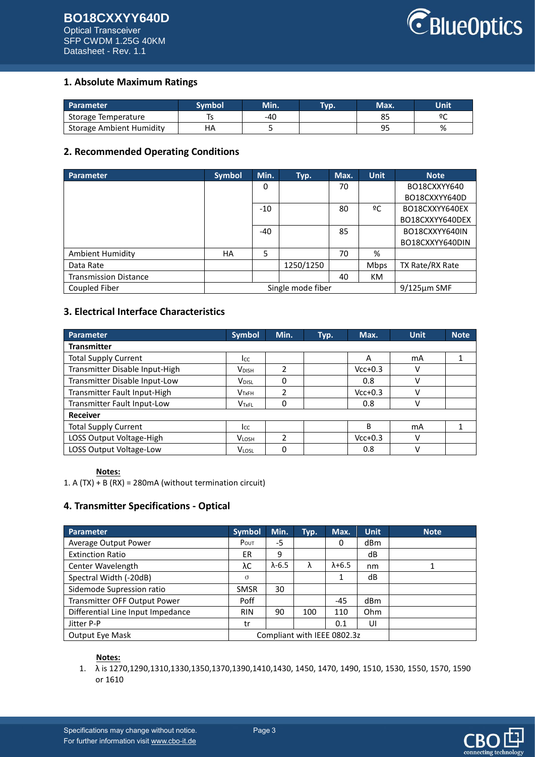## 1. Absolute Maximum Ratings

| Parameter | Symbol | Min. | Typ. | Max. | Unit |
|---|---|---|---|---|---|
| Storage Temperature | Ts | -40 | | 85 | ºC |
| Storage Ambient Humidity | HA | 5 | | 95 | % |

## 2. Recommended Operating Conditions

| Parameter | Symbol | Min. | Typ. | Max. | Unit | Note |
|---|---|---|---|---|---|---|
| | | 0 | | 70 | | BO18CXXYY640<br>BO18CXXYY640D |
| | | -10 | | 80 | ºC | BO18CXXYY640EX<br>BO18CXXYY640DEX |
| | | -40 | | 85 | | BO18CXXYY640IN<br>BO18CXXYY640DIN |
| Ambient Humidity | HA | 5 | | 70 | % | |
| Data Rate | | | 1250/1250 | | Mbps | TX Rate/RX Rate |
| Transmission Distance | | | | 40 | KM | |
| Coupled Fiber | Single mode fiber | | | | | 9/125µm SMF |

## 3. Electrical Interface Characteristics

| Parameter | Symbol | Min. | Typ. | Max. | Unit | Note |
|---|---|---|---|---|---|---|
| **Transmitter** | | | | | | |
| Total Supply Current | $I_{CC}$ | | | A | mA | 1 |
| Transmitter Disable Input-High | $V_{DISH}$ | 2 | | Vcc+0.3 | V | |
| Transmitter Disable Input-Low | $V_{DISL}$ | 0 | | 0.8 | V | |
| Transmitter Fault Input-High | $V_{TxFH}$ | 2 | | Vcc+0.3 | V | |
| Transmitter Fault Input-Low | $V_{TxFL}$ | 0 | | 0.8 | V | |
| **Receiver** | | | | | | |
| Total Supply Current | $I_{CC}$ | | | B | mA | 1 |
| LOSS Output Voltage-High | $V_{LOSH}$ | 2 | | Vcc+0.3 | V | |
| LOSS Output Voltage-Low | $V_{LOSL}$ | 0 | | 0.8 | V | |

**Notes:**

1. A (TX) + B (RX) = 280mA (without termination circuit)

## 4. Transmitter Specifications - Optical

| Parameter | Symbol | Min. | Typ. | Max. | Unit | Note |
|---|---|---|---|---|---|---|
| Average Output Power | $P_{OUT}$ | -5 | | 0 | dBm | |
| Extinction Ratio | ER | 9 | | | dB | |
| Center Wavelength | λC | λ-6.5 | λ | λ+6.5 | nm | 1 |
| Spectral Width (-20dB) | σ | | | 1 | dB | |
| Sidemode Supression ratio | SMSR | 30 | | | | |
| Transmitter OFF Output Power | Poff | | | -45 | dBm | |
| Differential Line Input Impedance | RIN | 90 | 100 | 110 | Ohm | |
| Jitter P-P | tr | | | 0.1 | UI | |
| Output Eye Mask | Compliant with IEEE 0802.3z | | | | | |

**Notes:**

1. λ is 1270,1290,1310,1330,1350,1370,1390,1410,1430, 1450, 1470, 1490, 1510, 1530, 1550, 1570, 1590 or 1610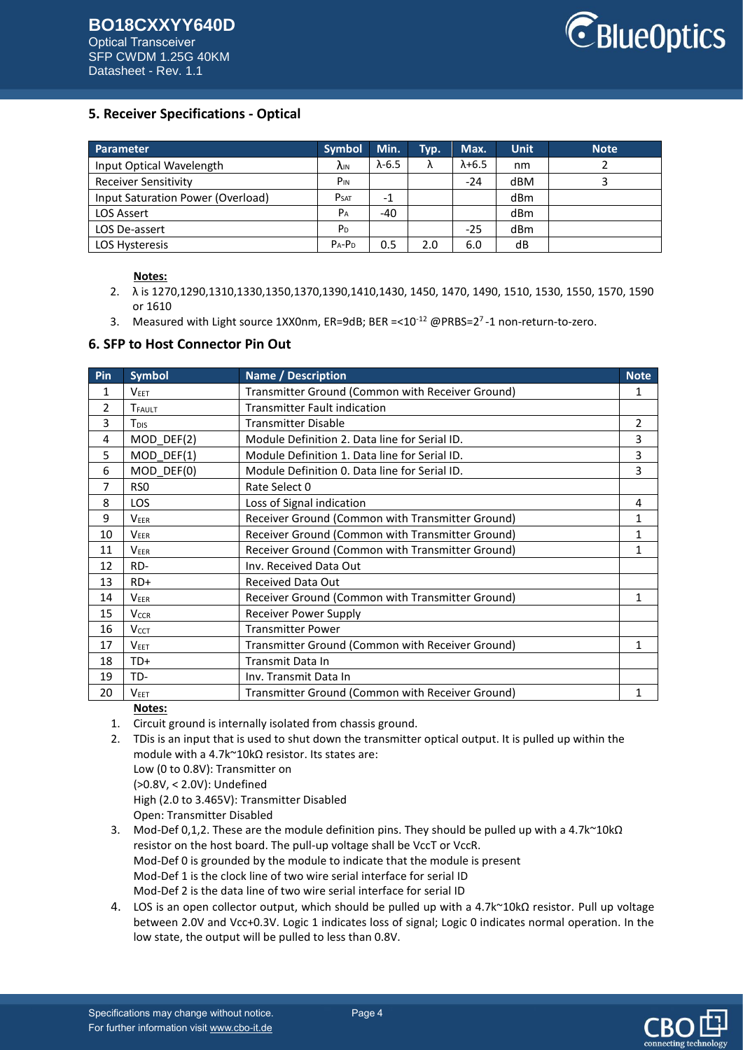## 5. Receiver Specifications - Optical

| Parameter | Symbol | Min. | Typ. | Max. | Unit | Note |
|---|---|---|---|---|---|---|
| Input Optical Wavelength | $\lambda_{IN}$ | λ-6.5 | λ | λ+6.5 | nm | 2 |
| Receiver Sensitivity | $P_{IN}$ | | | -24 | dBM | 3 |
| Input Saturation Power (Overload) | $P_{SAT}$ | -1 | | | dBm | |
| LOS Assert | $P_A$ | -40 | | | dBm | |
| LOS De-assert | $P_D$ | | | -25 | dBm | |
| LOS Hysteresis | $P_A$-$P_D$ | 0.5 | 2.0 | 6.0 | dB | |

**Notes:**

2. λ is 1270,1290,1310,1330,1350,1370,1390,1410,1430, 1450, 1470, 1490, 1510, 1530, 1550, 1570, 1590 or 1610
3. Measured with Light source 1XX0nm, ER=9dB; BER =<$10^{-12}$ @PRBS=$2^7$-1 non-return-to-zero.

## 6. SFP to Host Connector Pin Out

| Pin | Symbol | Name / Description | Note |
|---|---|---|---|
| 1 | $V_{EET}$ | Transmitter Ground (Common with Receiver Ground) | 1 |
| 2 | $T_{FAULT}$ | Transmitter Fault indication | |
| 3 | $T_{DIS}$ | Transmitter Disable | 2 |
| 4 | MOD_DEF(2) | Module Definition 2. Data line for Serial ID. | 3 |
| 5 | MOD_DEF(1) | Module Definition 1. Data line for Serial ID. | 3 |
| 6 | MOD_DEF(0) | Module Definition 0. Data line for Serial ID. | 3 |
| 7 | RS0 | Rate Select 0 | |
| 8 | LOS | Loss of Signal indication | 4 |
| 9 | $V_{EER}$ | Receiver Ground (Common with Transmitter Ground) | 1 |
| 10 | $V_{EER}$ | Receiver Ground (Common with Transmitter Ground) | 1 |
| 11 | $V_{EER}$ | Receiver Ground (Common with Transmitter Ground) | 1 |
| 12 | RD- | Inv. Received Data Out | |
| 13 | RD+ | Received Data Out | |
| 14 | $V_{EER}$ | Receiver Ground (Common with Transmitter Ground) | 1 |
| 15 | $V_{CCR}$ | Receiver Power Supply | |
| 16 | $V_{CCT}$ | Transmitter Power | |
| 17 | $V_{EET}$ | Transmitter Ground (Common with Receiver Ground) | 1 |
| 18 | TD+ | Transmit Data In | |
| 19 | TD- | Inv. Transmit Data In | |
| 20 | $V_{EET}$ | Transmitter Ground (Common with Receiver Ground) | 1 |

**Notes:**

1. Circuit ground is internally isolated from chassis ground.
2. TDis is an input that is used to shut down the transmitter optical output. It is pulled up within the module with a 4.7k~10kΩ resistor. Its states are:
   Low (0 to 0.8V): Transmitter on
   (>0.8V, < 2.0V): Undefined
   High (2.0 to 3.465V): Transmitter Disabled
   Open: Transmitter Disabled
3. Mod-Def 0,1,2. These are the module definition pins. They should be pulled up with a 4.7k~10kΩ resistor on the host board. The pull-up voltage shall be VccT or VccR.
   Mod-Def 0 is grounded by the module to indicate that the module is present
   Mod-Def 1 is the clock line of two wire serial interface for serial ID
   Mod-Def 2 is the data line of two wire serial interface for serial ID
4. LOS is an open collector output, which should be pulled up with a 4.7k~10kΩ resistor. Pull up voltage between 2.0V and Vcc+0.3V. Logic 1 indicates loss of signal; Logic 0 indicates normal operation. In the low state, the output will be pulled to less than 0.8V.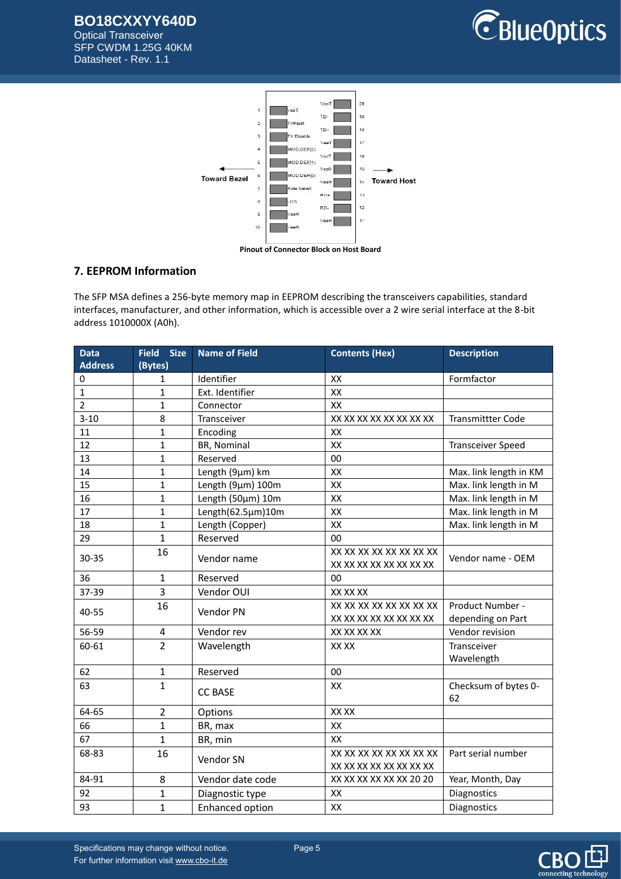Pinout of Connector Block on Host Board

## 7. EEPROM Information

The SFP MSA defines a 256-byte memory map in EEPROM describing the transceivers capabilities, standard interfaces, manufacturer, and other information, which is accessible over a 2 wire serial interface at the 8-bit address 1010000X (A0h).

| Data Address | Field Size (Bytes) | Name of Field | Contents (Hex) | Description |
|---|---|---|---|---|
| 0 | 1 | Identifier | XX | Formfactor |
| 1 | 1 | Ext. Identifier | XX | |
| 2 | 1 | Connector | XX | |
| 3-10 | 8 | Transceiver | XX XX XX XX XX XX XX XX | Transmittter Code |
| 11 | 1 | Encoding | XX | |
| 12 | 1 | BR, Nominal | XX | Transceiver Speed |
| 13 | 1 | Reserved | 00 | |
| 14 | 1 | Length (9µm) km | XX | Max. link length in KM |
| 15 | 1 | Length (9µm) 100m | XX | Max. link length in M |
| 16 | 1 | Length (50µm) 10m | XX | Max. link length in M |
| 17 | 1 | Length(62.5µm)10m | XX | Max. link length in M |
| 18 | 1 | Length (Copper) | XX | Max. link length in M |
| 29 | 1 | Reserved | 00 | |
| 30-35 | 16 | Vendor name | XX XX XX XX XX XX XX XX XX XX XX XX XX XX XX XX | Vendor name - OEM |
| 36 | 1 | Reserved | 00 | |
| 37-39 | 3 | Vendor OUI | XX XX XX | |
| 40-55 | 16 | Vendor PN | XX XX XX XX XX XX XX XX XX XX XX XX XX XX XX XX | Product Number - depending on Part |
| 56-59 | 4 | Vendor rev | XX XX XX XX | Vendor revision |
| 60-61 | 2 | Wavelength | XX XX | Transceiver Wavelength |
| 62 | 1 | Reserved | 00 | |
| 63 | 1 | CC BASE | XX | Checksum of bytes 0-62 |
| 64-65 | 2 | Options | XX XX | |
| 66 | 1 | BR, max | XX | |
| 67 | 1 | BR, min | XX | |
| 68-83 | 16 | Vendor SN | XX XX XX XX XX XX XX XX XX XX XX XX XX XX XX XX | Part serial number |
| 84-91 | 8 | Vendor date code | XX XX XX XX XX XX 20 20 | Year, Month, Day |
| 92 | 1 | Diagnostic type | XX | Diagnostics |
| 93 | 1 | Enhanced option | XX | Diagnostics |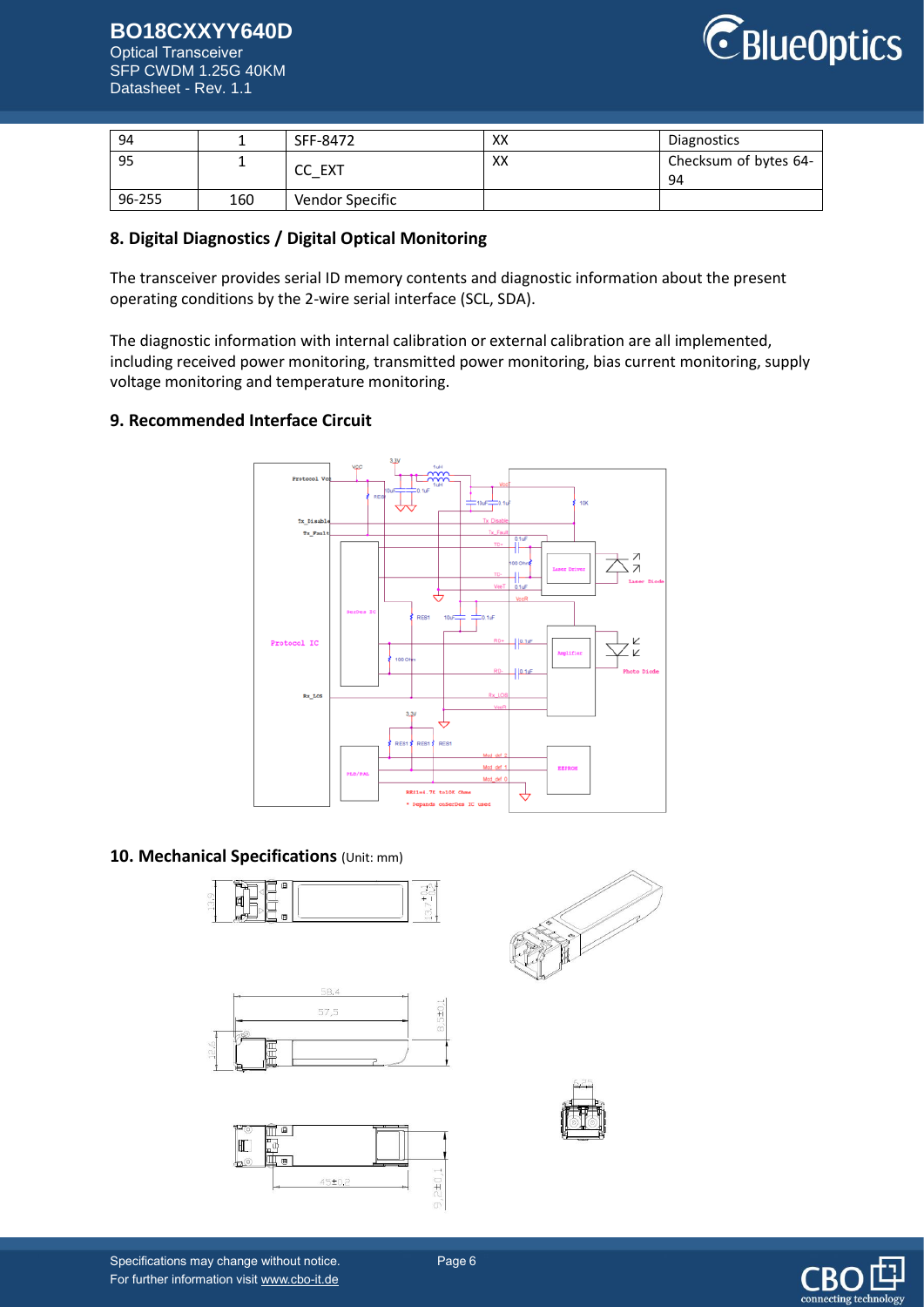| | | | | |
|---|---|---|---|---|
| 94 | 1 | SFF-8472 | XX | Diagnostics |
| 95 | 1 | CC_EXT | XX | Checksum of bytes 64-94 |
| 96-255 | 160 | Vendor Specific | | |

## 8. Digital Diagnostics / Digital Optical Monitoring

The transceiver provides serial ID memory contents and diagnostic information about the present operating conditions by the 2-wire serial interface (SCL, SDA).

The diagnostic information with internal calibration or external calibration are all implemented, including received power monitoring, transmitted power monitoring, bias current monitoring, supply voltage monitoring and temperature monitoring.

## 9. Recommended Interface Circuit

## 10. Mechanical Specifications (Unit: mm)